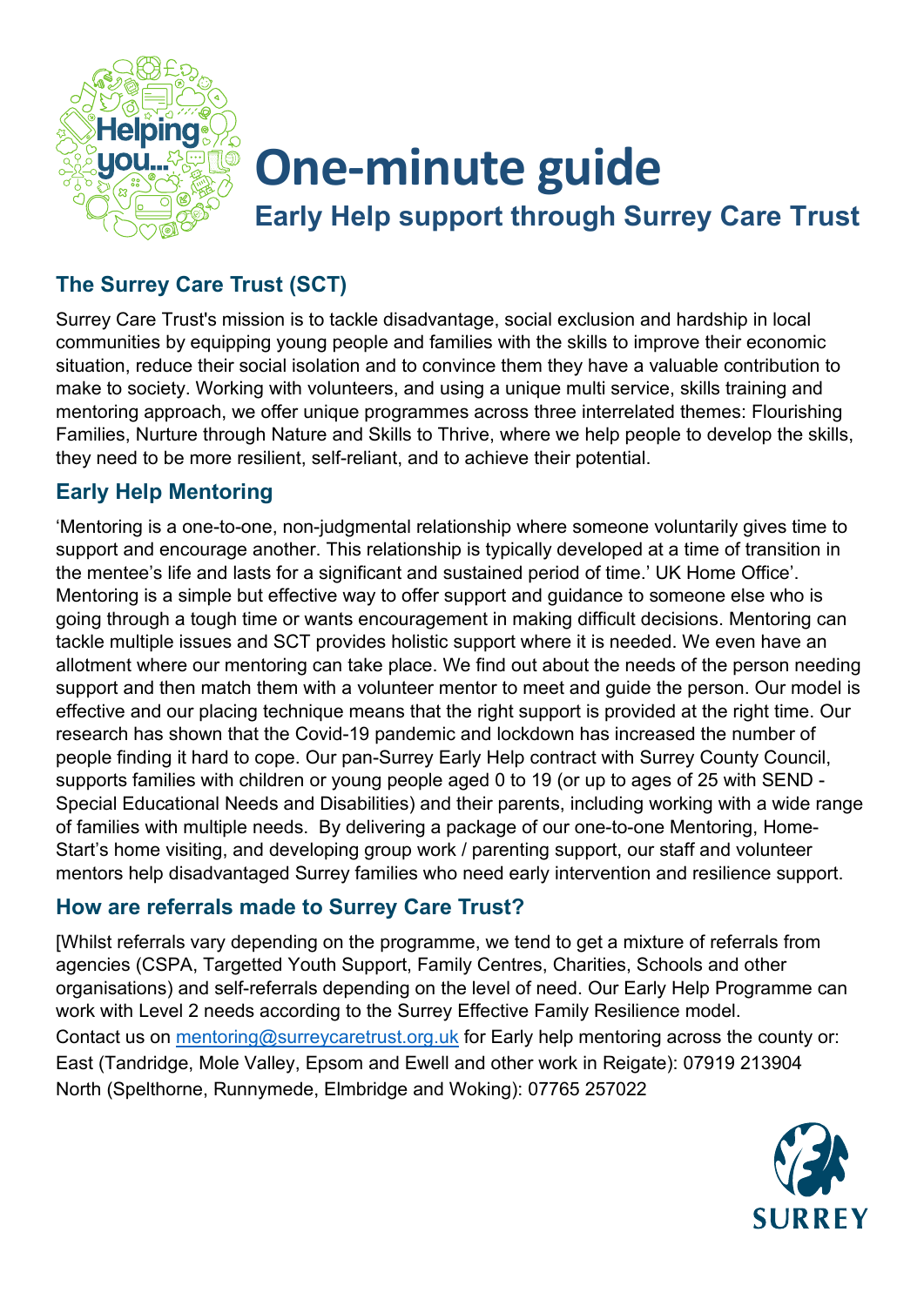# One-minute guide

## Early Help support through Surrey Care Trust

### The Surrey Care Trust (SCT)

Surrey Care Trust's mission is to tackle disadvantage, social exclusion and hardship in local communities by equipping young people and families with the skills to improve their economic situation, reduce their social isolation and to convince them they have a valuable contribution to make to society. Working with volunteers, and using a unique multi service, skills training and mentoring approach, we offer unique programmes across three interrelated themes: Flourishing Families, Nurture through Nature and Skills to Thrive, where we help people to develop the skills, they need to be more resilient, self-reliant, and to achieve their potential.

### Early Help Mentoring

'Mentoring is a one-to-one, non-judgmental relationship where someone voluntarily gives time to support and encourage another. This relationship is typically developed at a time of transition in the mentee's life and lasts for a significant and sustained period of time.' UK Home Office'. Mentoring is a simple but effective way to offer support and guidance to someone else who is going through a tough time or wants encouragement in making difficult decisions. Mentoring can tackle multiple issues and SCT provides holistic support where it is needed. We even have an allotment where our mentoring can take place. We find out about the needs of the person needing support and then match them with a volunteer mentor to meet and guide the person. Our model is effective and our placing technique means that the right support is provided at the right time. Our research has shown that the Covid-19 pandemic and lockdown has increased the number of people finding it hard to cope. Our pan-Surrey Early Help contract with Surrey County Council, supports families with children or young people aged 0 to 19 (or up to ages of 25 with SEND - Special Educational Needs and Disabilities) and their parents, including working with a wide range of families with multiple needs. By delivering a package of our one-to-one Mentoring, Home-Start's home visiting, and developing group work / parenting support, our staff and volunteer mentors help disadvantaged Surrey families who need early intervention and resilience support.

### How are referrals made to Surrey Care Trust?

[Whilst referrals vary depending on the programme, we tend to get a mixture of referrals from agencies (CSPA, Targetted Youth Support, Family Centres, Charities, Schools and other organisations) and self-referrals depending on the level of need. Our Early Help Programme can work with Level 2 needs according to the Surrey Effective Family Resilience model.

Contact us on mentoring@surreycaretrust.org.uk for Early help mentoring across the county or:

East (Tandridge, Mole Valley, Epsom and Ewell and other work in Reigate): 07919 213904

North (Spelthorne, Runnymede, Elmbridge and Woking): 07765 257022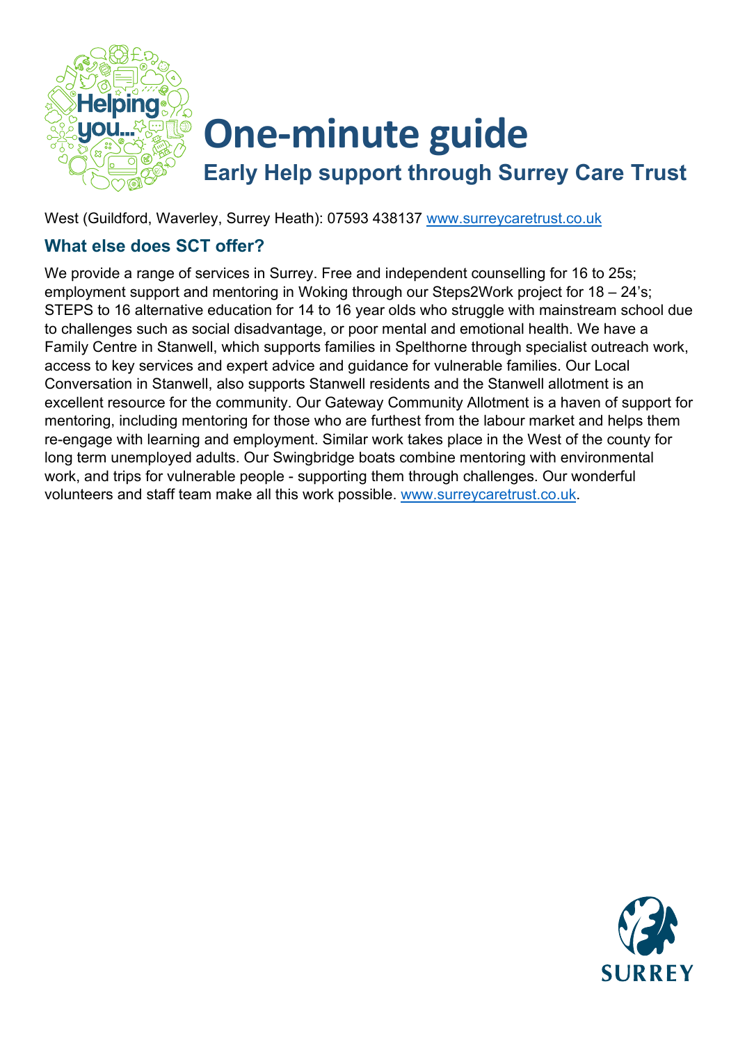# One-minute guide

## Early Help support through Surrey Care Trust

West (Guildford, Waverley, Surrey Heath): 07593 438137 www.surreycaretrust.co.uk

### What else does SCT offer?

We provide a range of services in Surrey. Free and independent counselling for 16 to 25s; employment support and mentoring in Woking through our Steps2Work project for 18 – 24's; STEPS to 16 alternative education for 14 to 16 year olds who struggle with mainstream school due to challenges such as social disadvantage, or poor mental and emotional health. We have a Family Centre in Stanwell, which supports families in Spelthorne through specialist outreach work, access to key services and expert advice and guidance for vulnerable families. Our Local Conversation in Stanwell, also supports Stanwell residents and the Stanwell allotment is an excellent resource for the community. Our Gateway Community Allotment is a haven of support for mentoring, including mentoring for those who are furthest from the labour market and helps them re-engage with learning and employment. Similar work takes place in the West of the county for long term unemployed adults. Our Swingbridge boats combine mentoring with environmental work, and trips for vulnerable people - supporting them through challenges. Our wonderful volunteers and staff team make all this work possible. www.surreycaretrust.co.uk.